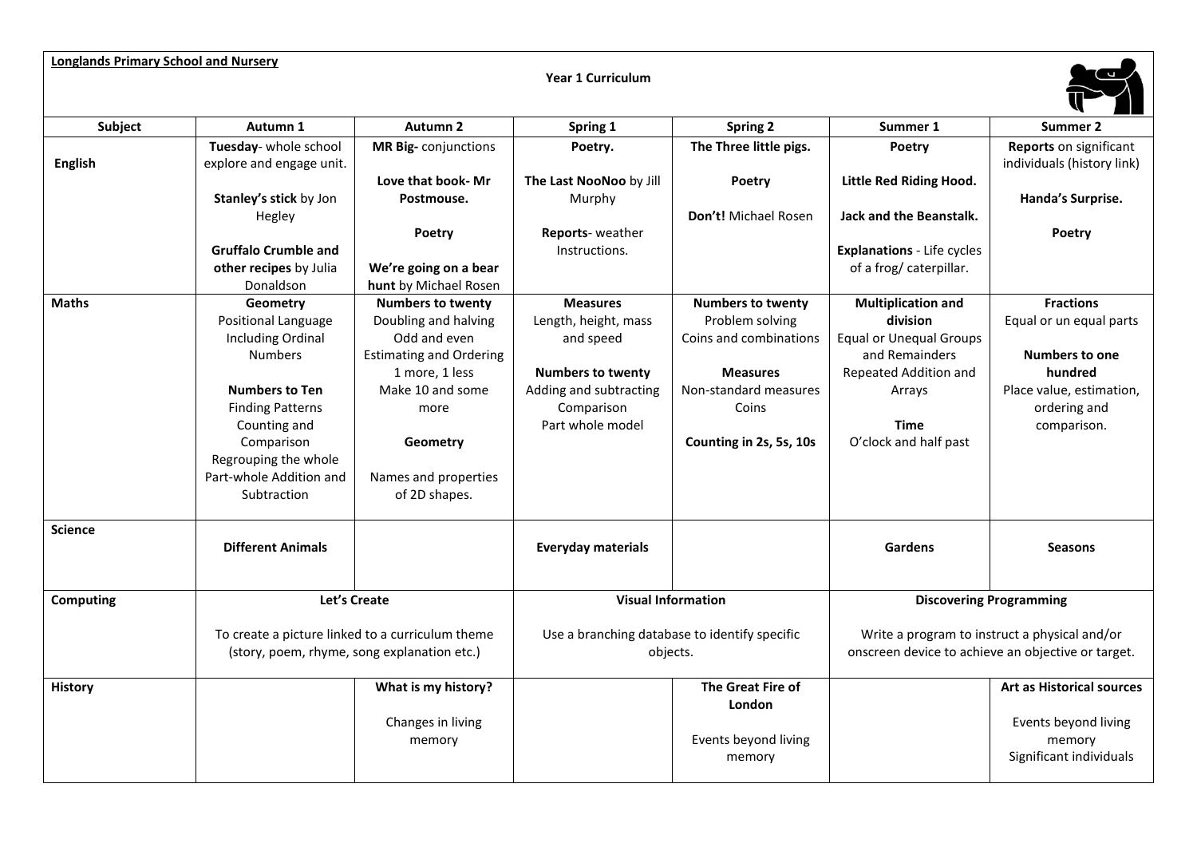**Longlands Primary School and Nursery**

**Year 1 Curriculum**

| Subject | Autumn 1 | Autumn 2 | Spring 1 | Spring 2 | Summer 1 | Summer 2 |
|---|---|---|---|---|---|---|
| **English** | **Tuesday**- whole school explore and engage unit.<br><br>**Stanley's stick** by Jon Hegley<br><br>**Gruffalo Crumble and other recipes** by Julia Donaldson | **MR Big-** conjunctions<br><br>**Love that book- Mr Postmouse.**<br><br>**Poetry**<br><br>**We're going on a bear hunt** by Michael Rosen | **Poetry.**<br><br>**The Last NooNoo** by Jill Murphy<br><br>**Reports**- weather Instructions. | **The Three little pigs.**<br><br>**Poetry**<br><br>**Don't!** Michael Rosen | **Poetry**<br><br>**Little Red Riding Hood.**<br><br>**Jack and the Beanstalk.**<br><br>**Explanations** - Life cycles of a frog/ caterpillar. | **Reports** on significant individuals (history link)<br><br>**Handa's Surprise.**<br><br>**Poetry** |
| **Maths** | **Geometry**<br>Positional Language Including Ordinal Numbers<br><br>**Numbers to Ten**<br>Finding Patterns<br>Counting and Comparison<br>Regrouping the whole<br>Part-whole Addition and Subtraction | **Numbers to twenty**<br>Doubling and halving<br>Odd and even<br>Estimating and Ordering<br>1 more, 1 less<br>Make 10 and some more<br><br>**Geometry**<br><br>Names and properties of 2D shapes. | **Measures**<br>Length, height, mass and speed<br><br>**Numbers to twenty**<br>Adding and subtracting<br>Comparison<br>Part whole model | **Numbers to twenty**<br>Problem solving<br>Coins and combinations<br><br>**Measures**<br>Non-standard measures<br>Coins<br><br>**Counting in 2s, 5s, 10s** | **Multiplication and division**<br>Equal or Unequal Groups and Remainders<br>Repeated Addition and Arrays<br><br>**Time**<br>O'clock and half past | **Fractions**<br>Equal or un equal parts<br><br>**Numbers to one hundred**<br>Place value, estimation, ordering and comparison. |
| **Science** | **Different Animals** | | **Everyday materials** | | **Gardens** | **Seasons** |
| **Computing** | **Let's Create**<br><br>To create a picture linked to a curriculum theme (story, poem, rhyme, song explanation etc.) | | **Visual Information**<br><br>Use a branching database to identify specific objects. | | **Discovering Programming**<br><br>Write a program to instruct a physical and/or onscreen device to achieve an objective or target. | |
| **History** | | **What is my history?**<br><br>Changes in living memory | | **The Great Fire of London**<br><br>Events beyond living memory | | **Art as Historical sources**<br><br>Events beyond living memory<br>Significant individuals |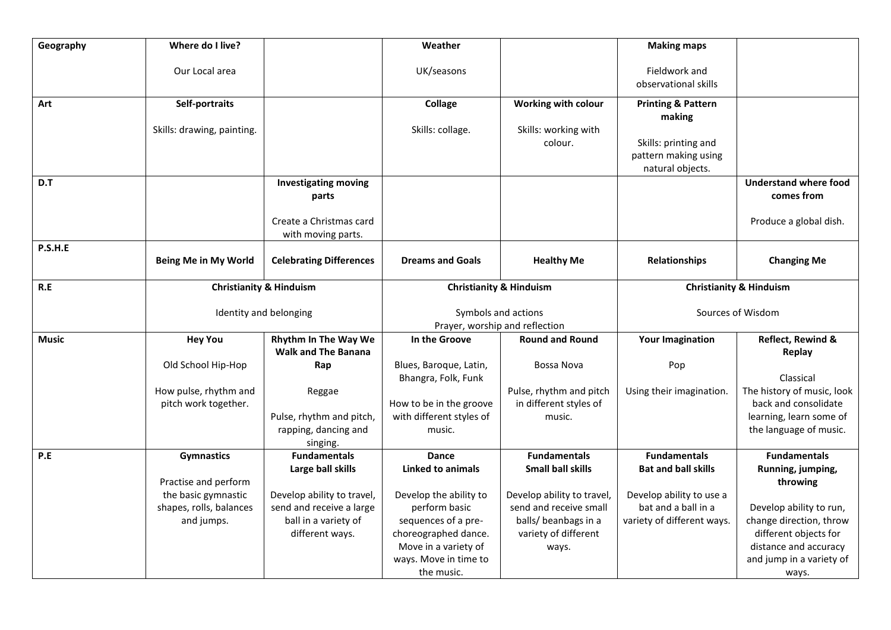| | | | | | | |
|---|---|---|---|---|---|---|
| **Geography** | **Where do I live?**<br><br>Our Local area | | **Weather**<br><br>UK/seasons | | **Making maps**<br><br>Fieldwork and observational skills | |
| **Art** | **Self-portraits**<br><br>Skills: drawing, painting. | | **Collage**<br><br>Skills: collage. | **Working with colour**<br><br>Skills: working with colour. | **Printing & Pattern making**<br><br>Skills: printing and pattern making using natural objects. | |
| **D.T** | | **Investigating moving parts**<br><br>Create a Christmas card with moving parts. | | | | **Understand where food comes from**<br><br>Produce a global dish. |
| **P.S.H.E** | **Being Me in My World** | **Celebrating Differences** | **Dreams and Goals** | **Healthy Me** | **Relationships** | **Changing Me** |
| **R.E** | **Christianity & Hinduism**<br><br>Identity and belonging | | **Christianity & Hinduism**<br><br>Symbols and actions<br>Prayer, worship and reflection | | **Christianity & Hinduism**<br><br>Sources of Wisdom | |
| **Music** | **Hey You**<br><br>Old School Hip-Hop<br><br>How pulse, rhythm and pitch work together. | **Rhythm In The Way We Walk and The Banana Rap**<br><br>Reggae<br><br>Pulse, rhythm and pitch, rapping, dancing and singing. | **In the Groove**<br><br>Blues, Baroque, Latin, Bhangra, Folk, Funk<br><br>How to be in the groove with different styles of music. | **Round and Round**<br><br>Bossa Nova<br><br>Pulse, rhythm and pitch in different styles of music. | **Your Imagination**<br><br>Pop<br><br>Using their imagination. | **Reflect, Rewind & Replay**<br><br>Classical<br>The history of music, look back and consolidate learning, learn some of the language of music. |
| **P.E** | **Gymnastics**<br><br>Practise and perform the basic gymnastic shapes, rolls, balances and jumps. | **Fundamentals**<br>**Large ball skills**<br><br>Develop ability to travel, send and receive a large ball in a variety of different ways. | **Dance**<br>**Linked to animals**<br><br>Develop the ability to perform basic sequences of a pre-choreographed dance. Move in a variety of ways. Move in time to the music. | **Fundamentals**<br>**Small ball skills**<br><br>Develop ability to travel, send and receive small balls/ beanbags in a variety of different ways. | **Fundamentals**<br>**Bat and ball skills**<br><br>Develop ability to use a bat and a ball in a variety of different ways. | **Fundamentals**<br>**Running, jumping, throwing**<br><br>Develop ability to run, change direction, throw different objects for distance and accuracy and jump in a variety of ways. |